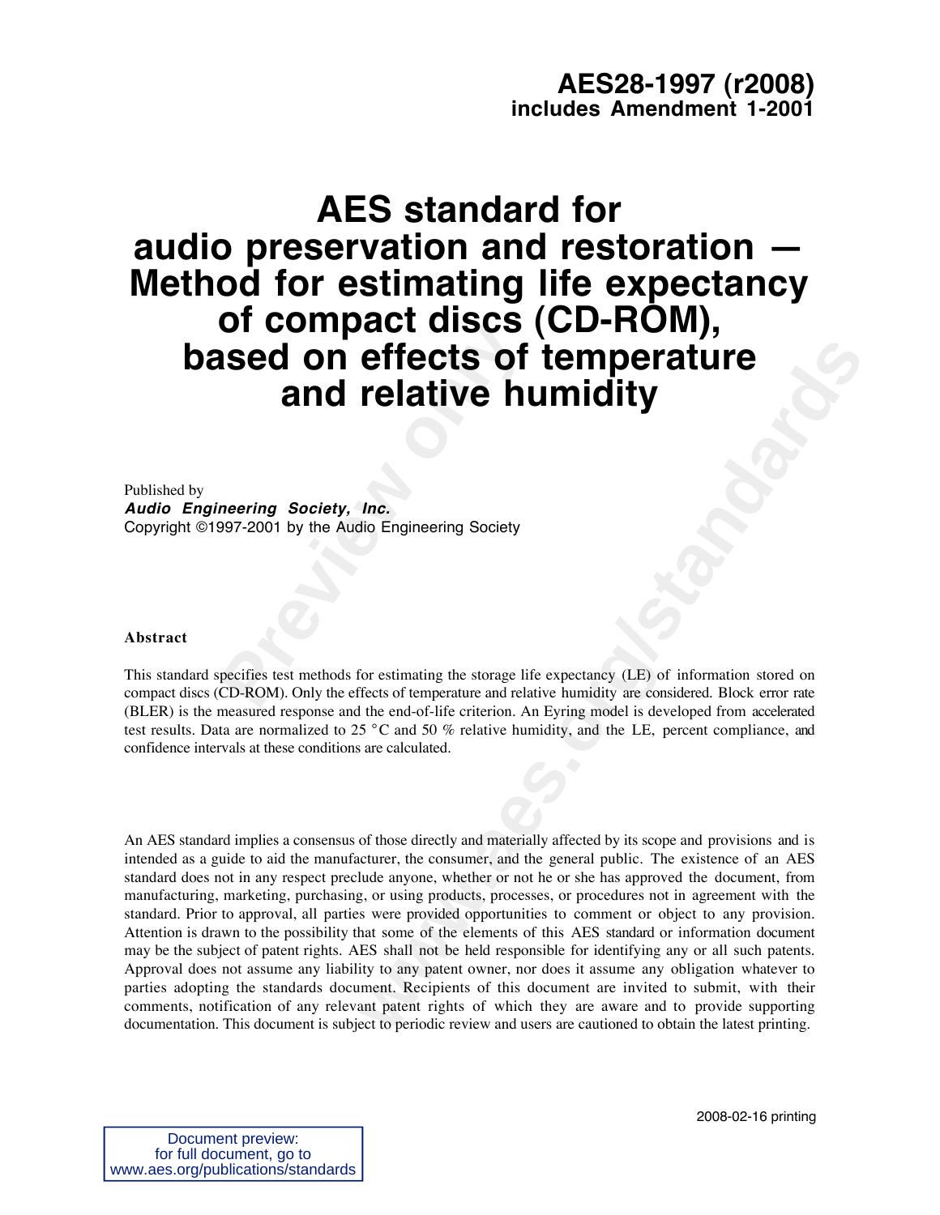**AES28-1997 (r2008)**
**includes Amendment 1-2001**

# AES standard for audio preservation and restoration — Method for estimating life expectancy of compact discs (CD-ROM), based on effects of temperature and relative humidity

Published by
***Audio Engineering Society, Inc.***
Copyright ©1997-2001 by the Audio Engineering Society

**Abstract**

This standard specifies test methods for estimating the storage life expectancy (LE) of information stored on compact discs (CD-ROM). Only the effects of temperature and relative humidity are considered. Block error rate (BLER) is the measured response and the end-of-life criterion. An Eyring model is developed from accelerated test results. Data are normalized to 25 °C and 50 % relative humidity, and the LE, percent compliance, and confidence intervals at these conditions are calculated.

An AES standard implies a consensus of those directly and materially affected by its scope and provisions and is intended as a guide to aid the manufacturer, the consumer, and the general public. The existence of an AES standard does not in any respect preclude anyone, whether or not he or she has approved the document, from manufacturing, marketing, purchasing, or using products, processes, or procedures not in agreement with the standard. Prior to approval, all parties were provided opportunities to comment or object to any provision. Attention is drawn to the possibility that some of the elements of this AES standard or information document may be the subject of patent rights. AES shall not be held responsible for identifying any or all such patents. Approval does not assume any liability to any patent owner, nor does it assume any obligation whatever to parties adopting the standards document. Recipients of this document are invited to submit, with their comments, notification of any relevant patent rights of which they are aware and to provide supporting documentation. This document is subject to periodic review and users are cautioned to obtain the latest printing.

2008-02-16 printing

Document preview:
for full document, go to
www.aes.org/publications/standards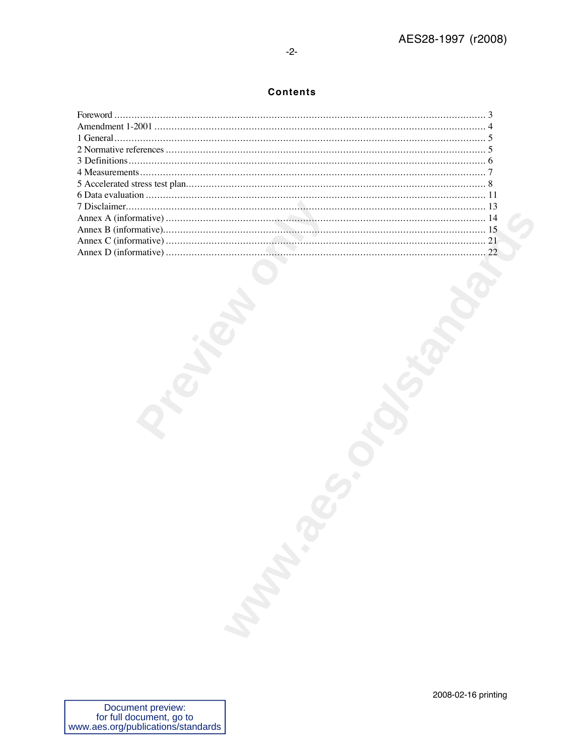## Contents

Foreword ..................................................................................................................................... 3
Amendment 1-2001 ..................................................................................................................... 4
1 General ..................................................................................................................................... 5
2 Normative references ............................................................................................................... 5
3 Definitions ................................................................................................................................. 6
4 Measurements ........................................................................................................................... 7
5 Accelerated stress test plan ...................................................................................................... 8
6 Data evaluation ....................................................................................................................... 11
7 Disclaimer ................................................................................................................................ 13
Annex A (informative) ................................................................................................................ 14
Annex B (informative) ................................................................................................................ 15
Annex C (informative) ................................................................................................................ 21
Annex D (informative) ................................................................................................................ 22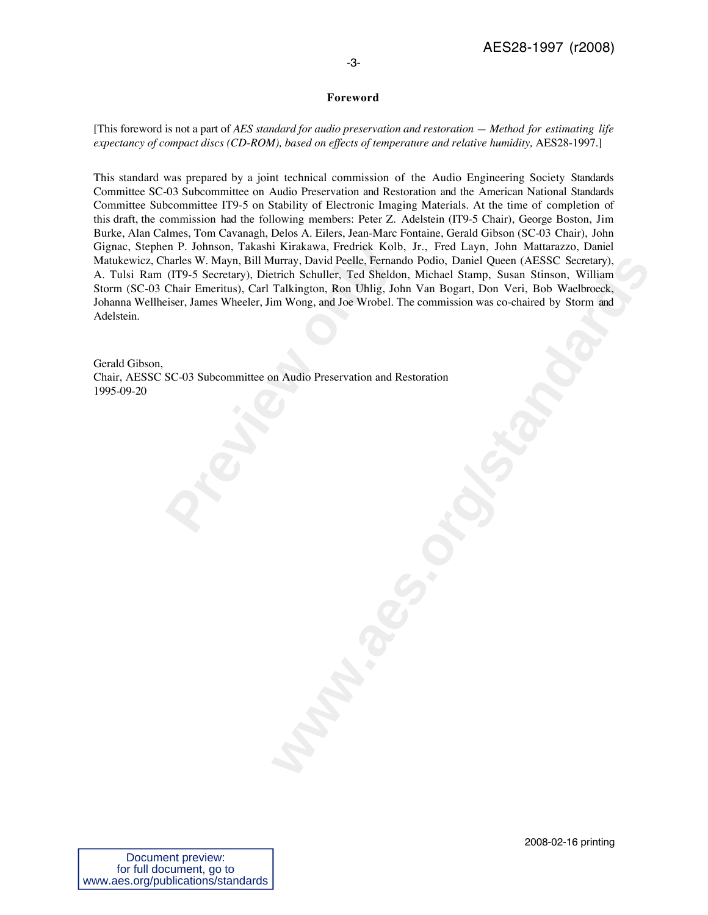## Foreword

[This foreword is not a part of *AES standard for audio preservation and restoration — Method for estimating life expectancy of compact discs (CD-ROM), based on effects of temperature and relative humidity,* AES28-1997.]

This standard was prepared by a joint technical commission of the Audio Engineering Society Standards Committee SC-03 Subcommittee on Audio Preservation and Restoration and the American National Standards Committee Subcommittee IT9-5 on Stability of Electronic Imaging Materials. At the time of completion of this draft, the commission had the following members: Peter Z. Adelstein (IT9-5 Chair), George Boston, Jim Burke, Alan Calmes, Tom Cavanagh, Delos A. Eilers, Jean-Marc Fontaine, Gerald Gibson (SC-03 Chair), John Gignac, Stephen P. Johnson, Takashi Kirakawa, Fredrick Kolb, Jr., Fred Layn, John Mattarazzo, Daniel Matukewicz, Charles W. Mayn, Bill Murray, David Peelle, Fernando Podio, Daniel Queen (AESSC Secretary), A. Tulsi Ram (IT9-5 Secretary), Dietrich Schuller, Ted Sheldon, Michael Stamp, Susan Stinson, William Storm (SC-03 Chair Emeritus), Carl Talkington, Ron Uhlig, John Van Bogart, Don Veri, Bob Waelbroeck, Johanna Wellheiser, James Wheeler, Jim Wong, and Joe Wrobel. The commission was co-chaired by Storm and Adelstein.

Gerald Gibson,
Chair, AESSC SC-03 Subcommittee on Audio Preservation and Restoration
1995-09-20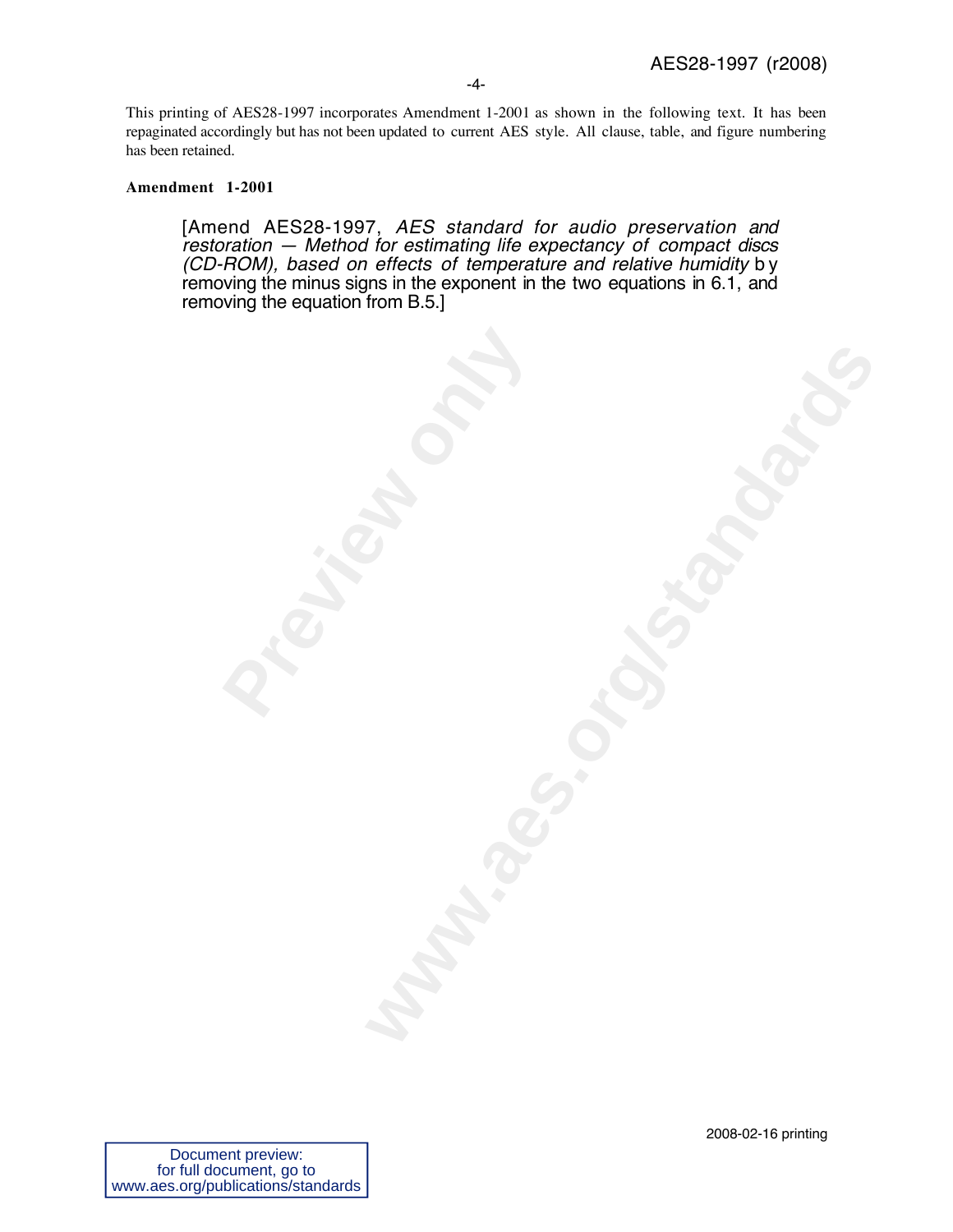This printing of AES28-1997 incorporates Amendment 1-2001 as shown in the following text. It has been repaginated accordingly but has not been updated to current AES style. All clause, table, and figure numbering has been retained.

**Amendment 1-2001**

> [Amend AES28-1997, *AES standard for audio preservation and restoration — Method for estimating life expectancy of compact discs (CD-ROM), based on effects of temperature and relative humidity* by removing the minus signs in the exponent in the two equations in 6.1, and removing the equation from B.5.]

2008-02-16 printing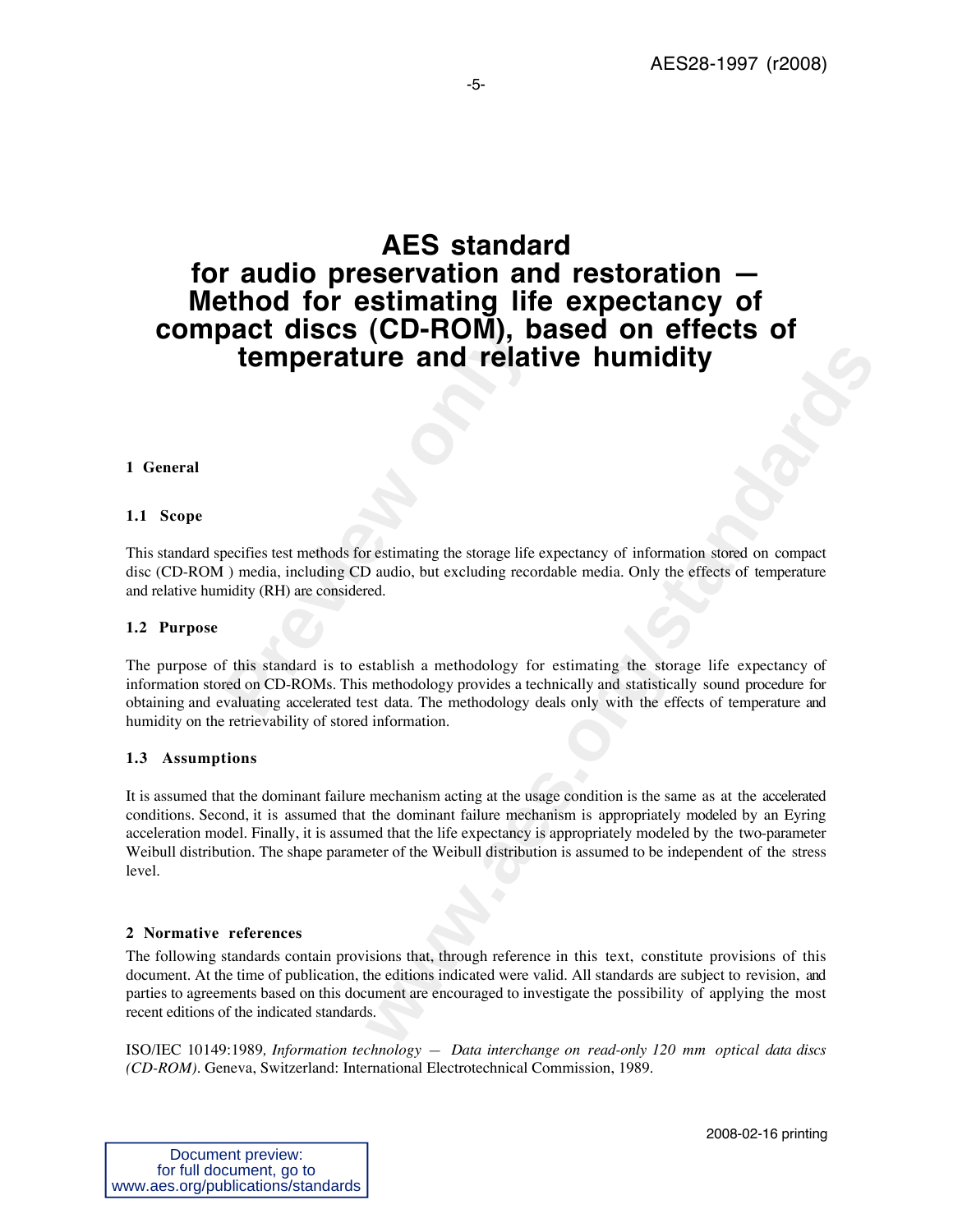# AES standard for audio preservation and restoration — Method for estimating life expectancy of compact discs (CD-ROM), based on effects of temperature and relative humidity

## 1 General

### 1.1 Scope

This standard specifies test methods for estimating the storage life expectancy of information stored on compact disc (CD-ROM ) media, including CD audio, but excluding recordable media. Only the effects of temperature and relative humidity (RH) are considered.

### 1.2 Purpose

The purpose of this standard is to establish a methodology for estimating the storage life expectancy of information stored on CD-ROMs. This methodology provides a technically and statistically sound procedure for obtaining and evaluating accelerated test data. The methodology deals only with the effects of temperature and humidity on the retrievability of stored information.

### 1.3 Assumptions

It is assumed that the dominant failure mechanism acting at the usage condition is the same as at the accelerated conditions. Second, it is assumed that the dominant failure mechanism is appropriately modeled by an Eyring acceleration model. Finally, it is assumed that the life expectancy is appropriately modeled by the two-parameter Weibull distribution. The shape parameter of the Weibull distribution is assumed to be independent of the stress level.

## 2 Normative references

The following standards contain provisions that, through reference in this text, constitute provisions of this document. At the time of publication, the editions indicated were valid. All standards are subject to revision, and parties to agreements based on this document are encouraged to investigate the possibility of applying the most recent editions of the indicated standards.

ISO/IEC 10149:1989, *Information technology — Data interchange on read-only 120 mm optical data discs (CD-ROM)*. Geneva, Switzerland: International Electrotechnical Commission, 1989.